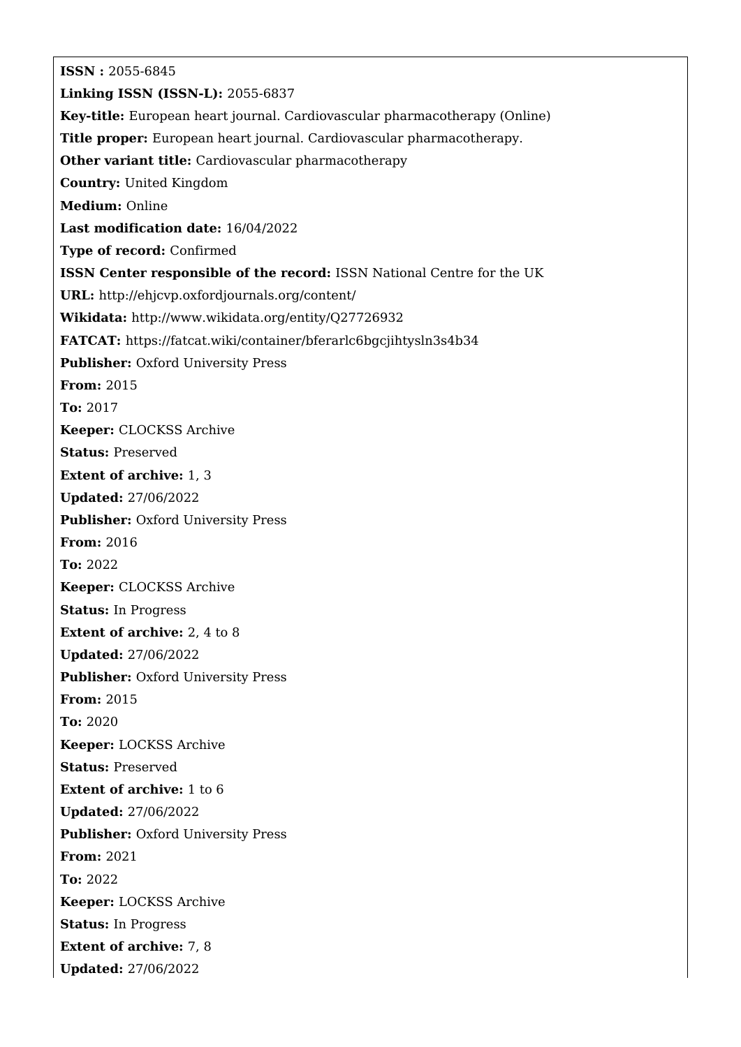**ISSN :** 2055-6845

**Linking ISSN (ISSN-L):** 2055-6837

**Key-title:** European heart journal. Cardiovascular pharmacotherapy (Online)

**Title proper:** European heart journal. Cardiovascular pharmacotherapy.

**Other variant title:** Cardiovascular pharmacotherapy

**Country:** United Kingdom

**Medium:** Online

**Last modification date:** 16/04/2022

**Type of record:** Confirmed

**ISSN Center responsible of the record:** ISSN National Centre for the UK

**URL:** http://ehjcvp.oxfordjournals.org/content/

**Wikidata:** http://www.wikidata.org/entity/Q27726932

**FATCAT:** https://fatcat.wiki/container/bferarlc6bgcjihtysln3s4b34

**Publisher:** Oxford University Press

**From:** 2015

**To:** 2017

**Keeper:** CLOCKSS Archive

**Status:** Preserved

**Extent of archive:** 1, 3

**Updated:** 27/06/2022

**Publisher:** Oxford University Press

**From:** 2016

**To:** 2022

**Keeper:** CLOCKSS Archive

**Status:** In Progress

**Extent of archive:** 2, 4 to 8

**Updated:** 27/06/2022

**Publisher:** Oxford University Press

**From:** 2015

**To:** 2020

**Keeper:** LOCKSS Archive

**Status:** Preserved

**Extent of archive:** 1 to 6

**Updated:** 27/06/2022

**Publisher:** Oxford University Press

**From:** 2021

**To:** 2022

**Keeper:** LOCKSS Archive

**Status:** In Progress

**Extent of archive:** 7, 8

**Updated:** 27/06/2022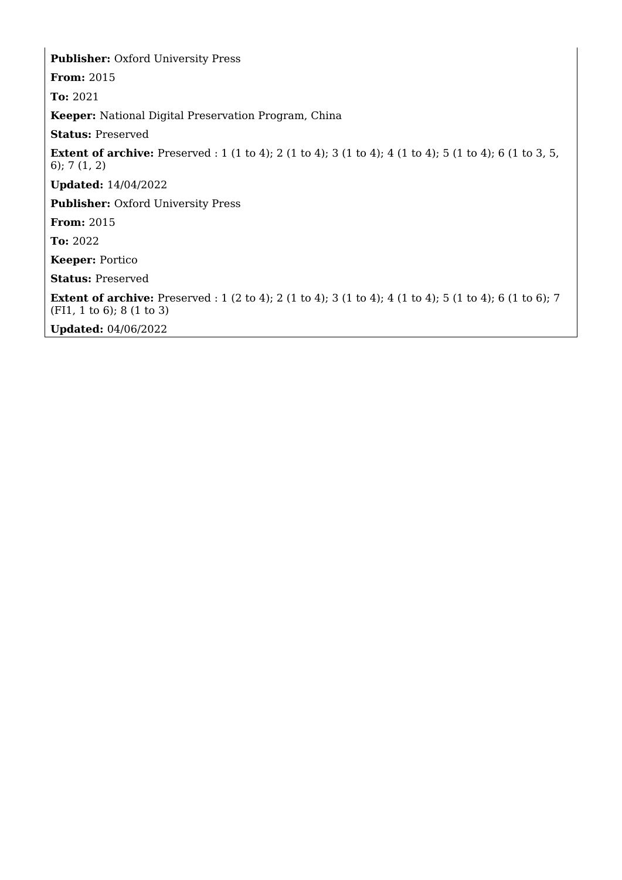**Publisher:** Oxford University Press

**From:** 2015

**To:** 2021

**Keeper:** National Digital Preservation Program, China

**Status:** Preserved

**Extent of archive:** Preserved : 1 (1 to 4); 2 (1 to 4); 3 (1 to 4); 4 (1 to 4); 5 (1 to 4); 6 (1 to 3, 5, 6); 7 (1, 2)

**Updated:** 14/04/2022

**Publisher:** Oxford University Press

**From:** 2015

**To:** 2022

**Keeper:** Portico

**Status:** Preserved

**Extent of archive:** Preserved : 1 (2 to 4); 2 (1 to 4); 3 (1 to 4); 4 (1 to 4); 5 (1 to 4); 6 (1 to 6); 7 (FI1, 1 to 6); 8 (1 to 3)

**Updated:** 04/06/2022